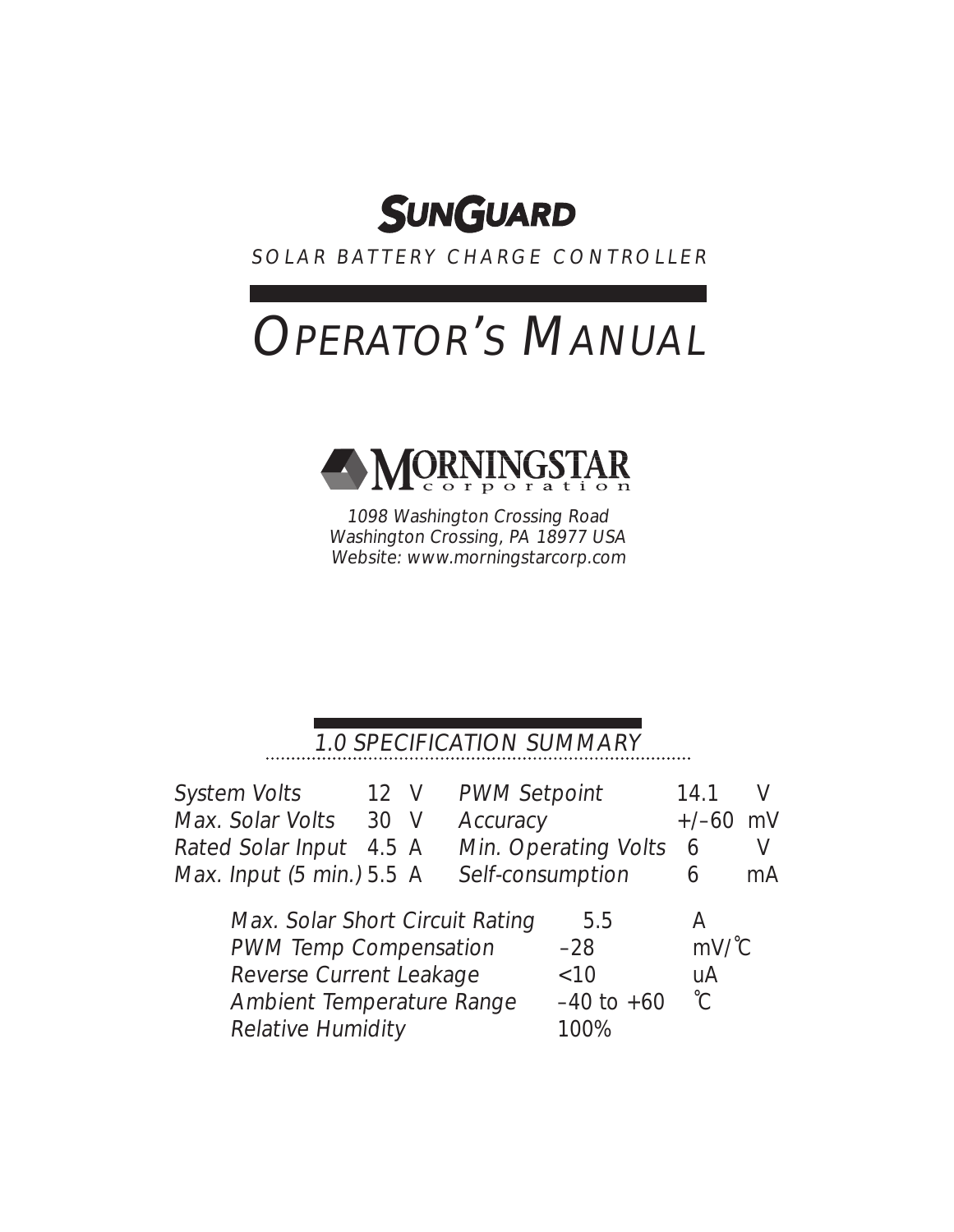# SunGuard

SOLAR BATTERY CHARGE CONTROLLER

# OPERATOR'S MANUAL

MORNINGSTAR corporation

*1098 Washington Crossing Road*
*Washington Crossing, PA 18977 USA*
*Website: www.morningstarcorp.com*

## 1.0 SPECIFICATION SUMMARY

| | | | | | |
|---|---|---|---|---|---|
| *System Volts* | 12 | V | *PWM Setpoint* | 14.1 | V |
| *Max. Solar Volts* | 30 | V | *Accuracy* | +/–60 | mV |
| *Rated Solar Input* | 4.5 | A | *Min. Operating Volts* | 6 | V |
| *Max. Input (5 min.)* | 5.5 | A | *Self-consumption* | 6 | mA |

| | | |
|---|---|---|
| *Max. Solar Short Circuit Rating* | 5.5 | A |
| *PWM Temp Compensation* | –28 | mV/˚C |
| *Reverse Current Leakage* | <10 | uA |
| *Ambient Temperature Range* | –40 to +60 | ˚C |
| *Relative Humidity* | 100% | |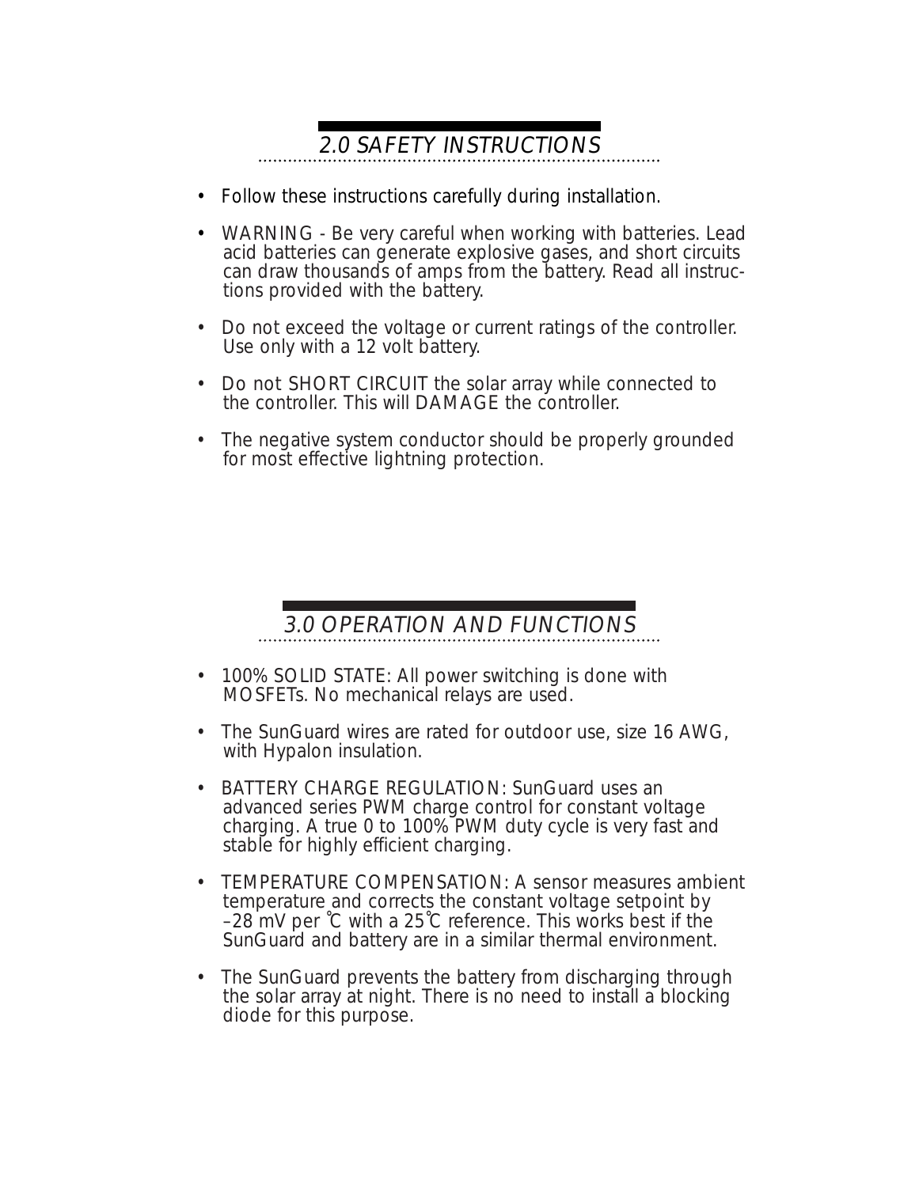## 2.0 SAFETY INSTRUCTIONS

- Follow these instructions carefully during installation.
- WARNING - Be very careful when working with batteries. Lead acid batteries can generate explosive gases, and short circuits can draw thousands of amps from the battery. Read all instructions provided with the battery.
- Do not exceed the voltage or current ratings of the controller. Use only with a 12 volt battery.
- Do not SHORT CIRCUIT the solar array while connected to the controller. This will DAMAGE the controller.
- The negative system conductor should be properly grounded for most effective lightning protection.

## 3.0 OPERATION AND FUNCTIONS

- 100% SOLID STATE: All power switching is done with MOSFETs. No mechanical relays are used.
- The SunGuard wires are rated for outdoor use, size 16 AWG, with Hypalon insulation.
- BATTERY CHARGE REGULATION: SunGuard uses an advanced series PWM charge control for constant voltage charging. A true 0 to 100% PWM duty cycle is very fast and stable for highly efficient charging.
- TEMPERATURE COMPENSATION: A sensor measures ambient temperature and corrects the constant voltage setpoint by –28 mV per °C with a 25°C reference. This works best if the SunGuard and battery are in a similar thermal environment.
- The SunGuard prevents the battery from discharging through the solar array at night. There is no need to install a blocking diode for this purpose.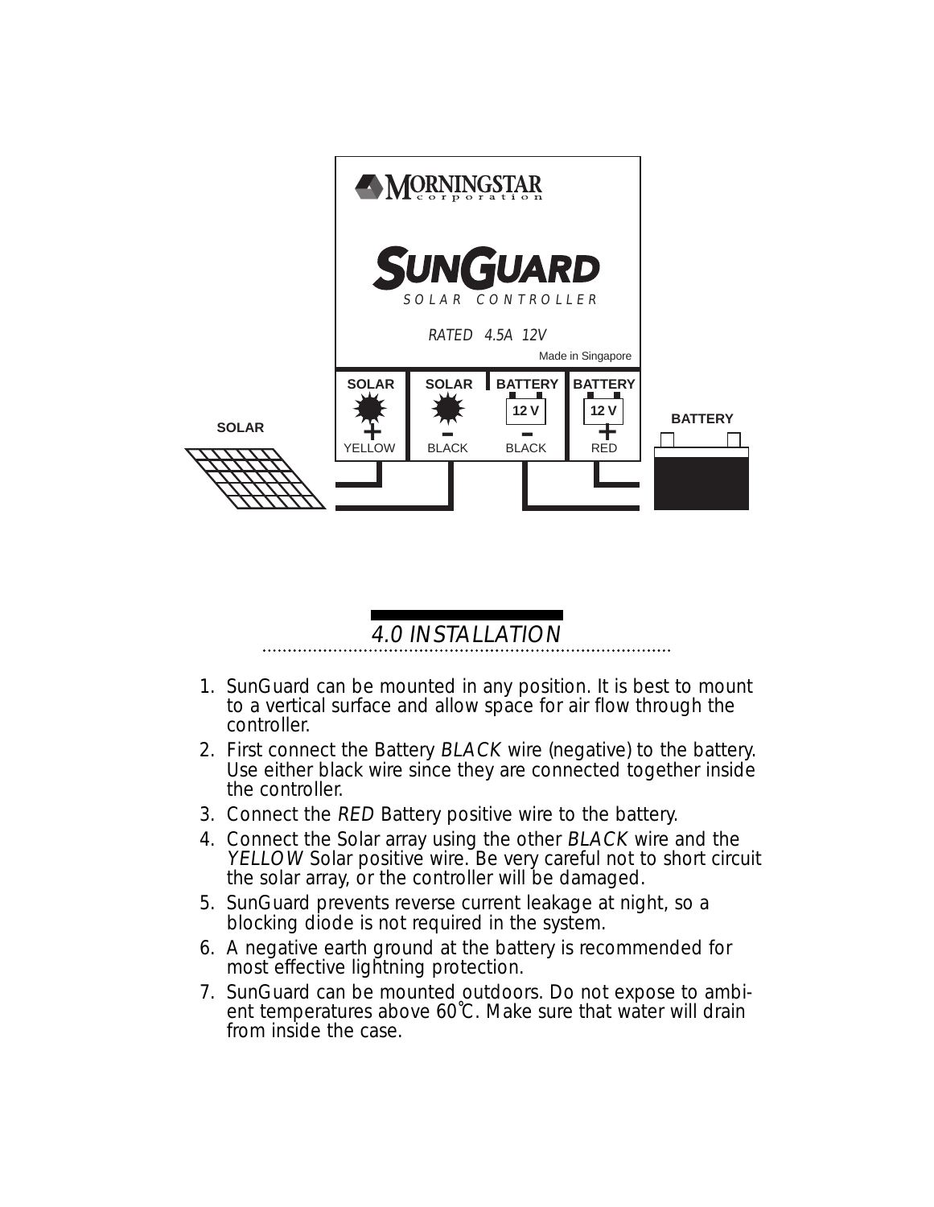MORNINGSTAR corporation

SUNGUARD SOLAR CONTROLLER

RATED 4.5A 12V

Made in Singapore

| SOLAR | SOLAR | BATTERY | BATTERY |
|---|---|---|---|
| + | – | 12 V – | 12 V + |
| YELLOW | BLACK | BLACK | RED |

SOLAR

BATTERY

## 4.0 INSTALLATION

1. SunGuard can be mounted in any position. It is best to mount to a vertical surface and allow space for air flow through the controller.
2. First connect the Battery *BLACK* wire (negative) to the battery. Use either black wire since they are connected together inside the controller.
3. Connect the *RED* Battery positive wire to the battery.
4. Connect the Solar array using the other *BLACK* wire and the *YELLOW* Solar positive wire. Be very careful not to short circuit the solar array, or the controller will be damaged.
5. SunGuard prevents reverse current leakage at night, so a blocking diode is not required in the system.
6. A negative earth ground at the battery is recommended for most effective lightning protection.
7. SunGuard can be mounted outdoors. Do not expose to ambient temperatures above 60°C. Make sure that water will drain from inside the case.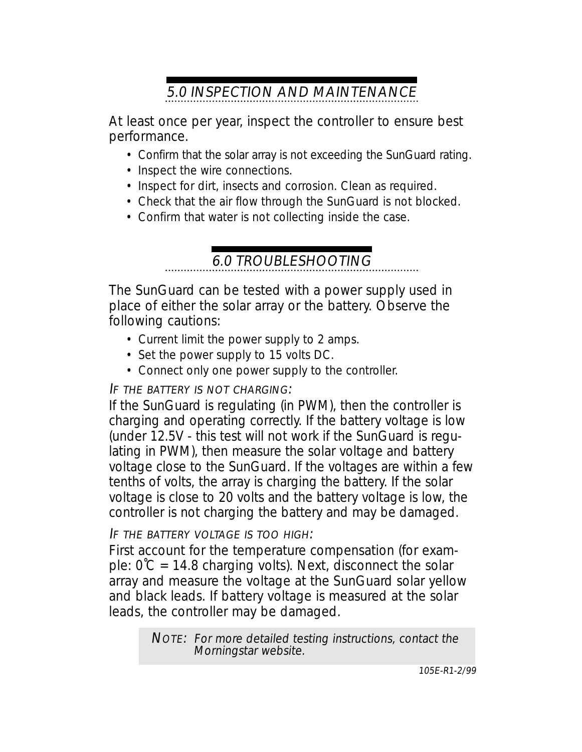## 5.0 INSPECTION AND MAINTENANCE

At least once per year, inspect the controller to ensure best performance.

- Confirm that the solar array is not exceeding the SunGuard rating.
- Inspect the wire connections.
- Inspect for dirt, insects and corrosion. Clean as required.
- Check that the air flow through the SunGuard is not blocked.
- Confirm that water is not collecting inside the case.

## 6.0 TROUBLESHOOTING

The SunGuard can be tested with a power supply used in place of either the solar array or the battery. Observe the following cautions:

- Current limit the power supply to 2 amps.
- Set the power supply to 15 volts DC.
- Connect only one power supply to the controller.

*IF THE BATTERY IS NOT CHARGING:*

If the SunGuard is regulating (in PWM), then the controller is charging and operating correctly. If the battery voltage is low (under 12.5V - this test will not work if the SunGuard is regulating in PWM), then measure the solar voltage and battery voltage close to the SunGuard. If the voltages are within a few tenths of volts, the array is charging the battery. If the solar voltage is close to 20 volts and the battery voltage is low, the controller is not charging the battery and may be damaged.

*IF THE BATTERY VOLTAGE IS TOO HIGH:*

First account for the temperature compensation (for example: 0℃ = 14.8 charging volts). Next, disconnect the solar array and measure the voltage at the SunGuard solar yellow and black leads. If battery voltage is measured at the solar leads, the controller may be damaged.

> NOTE: *For more detailed testing instructions, contact the Morningstar website.*

105E-R1-2/99